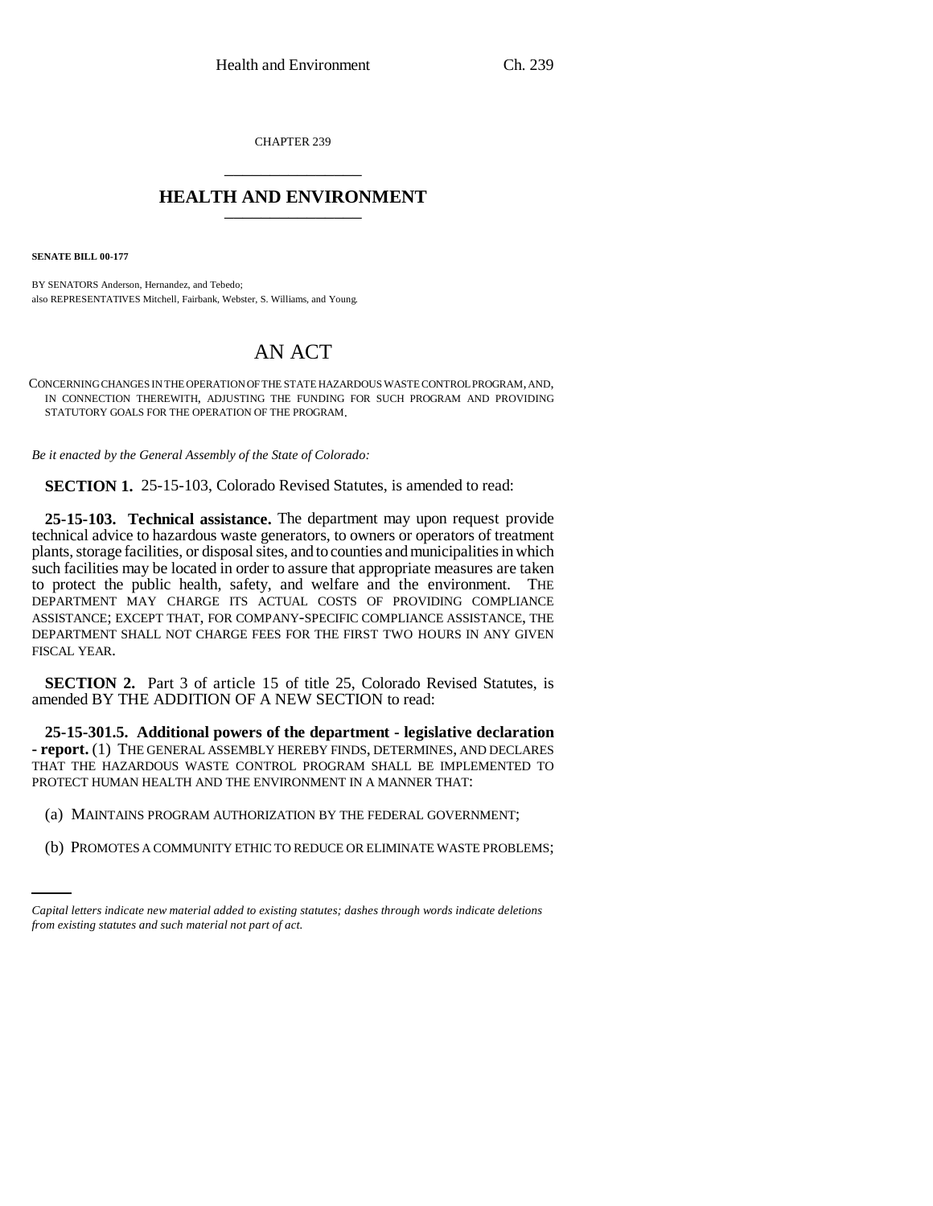CHAPTER 239

# HEALTH AND ENVIRONMENT

**SENATE BILL 00-177**

BY SENATORS Anderson, Hernandez, and Tebedo;
also REPRESENTATIVES Mitchell, Fairbank, Webster, S. Williams, and Young.

# AN ACT

CONCERNING CHANGES IN THE OPERATION OF THE STATE HAZARDOUS WASTE CONTROL PROGRAM, AND, IN CONNECTION THEREWITH, ADJUSTING THE FUNDING FOR SUCH PROGRAM AND PROVIDING STATUTORY GOALS FOR THE OPERATION OF THE PROGRAM.

*Be it enacted by the General Assembly of the State of Colorado:*

**SECTION 1.** 25-15-103, Colorado Revised Statutes, is amended to read:

**25-15-103. Technical assistance.** The department may upon request provide technical advice to hazardous waste generators, to owners or operators of treatment plants, storage facilities, or disposal sites, and to counties and municipalities in which such facilities may be located in order to assure that appropriate measures are taken to protect the public health, safety, and welfare and the environment. THE DEPARTMENT MAY CHARGE ITS ACTUAL COSTS OF PROVIDING COMPLIANCE ASSISTANCE; EXCEPT THAT, FOR COMPANY-SPECIFIC COMPLIANCE ASSISTANCE, THE DEPARTMENT SHALL NOT CHARGE FEES FOR THE FIRST TWO HOURS IN ANY GIVEN FISCAL YEAR.

**SECTION 2.** Part 3 of article 15 of title 25, Colorado Revised Statutes, is amended BY THE ADDITION OF A NEW SECTION to read:

**25-15-301.5. Additional powers of the department - legislative declaration - report.** (1) THE GENERAL ASSEMBLY HEREBY FINDS, DETERMINES, AND DECLARES THAT THE HAZARDOUS WASTE CONTROL PROGRAM SHALL BE IMPLEMENTED TO PROTECT HUMAN HEALTH AND THE ENVIRONMENT IN A MANNER THAT:

(a) MAINTAINS PROGRAM AUTHORIZATION BY THE FEDERAL GOVERNMENT;

(b) PROMOTES A COMMUNITY ETHIC TO REDUCE OR ELIMINATE WASTE PROBLEMS;

*Capital letters indicate new material added to existing statutes; dashes through words indicate deletions from existing statutes and such material not part of act.*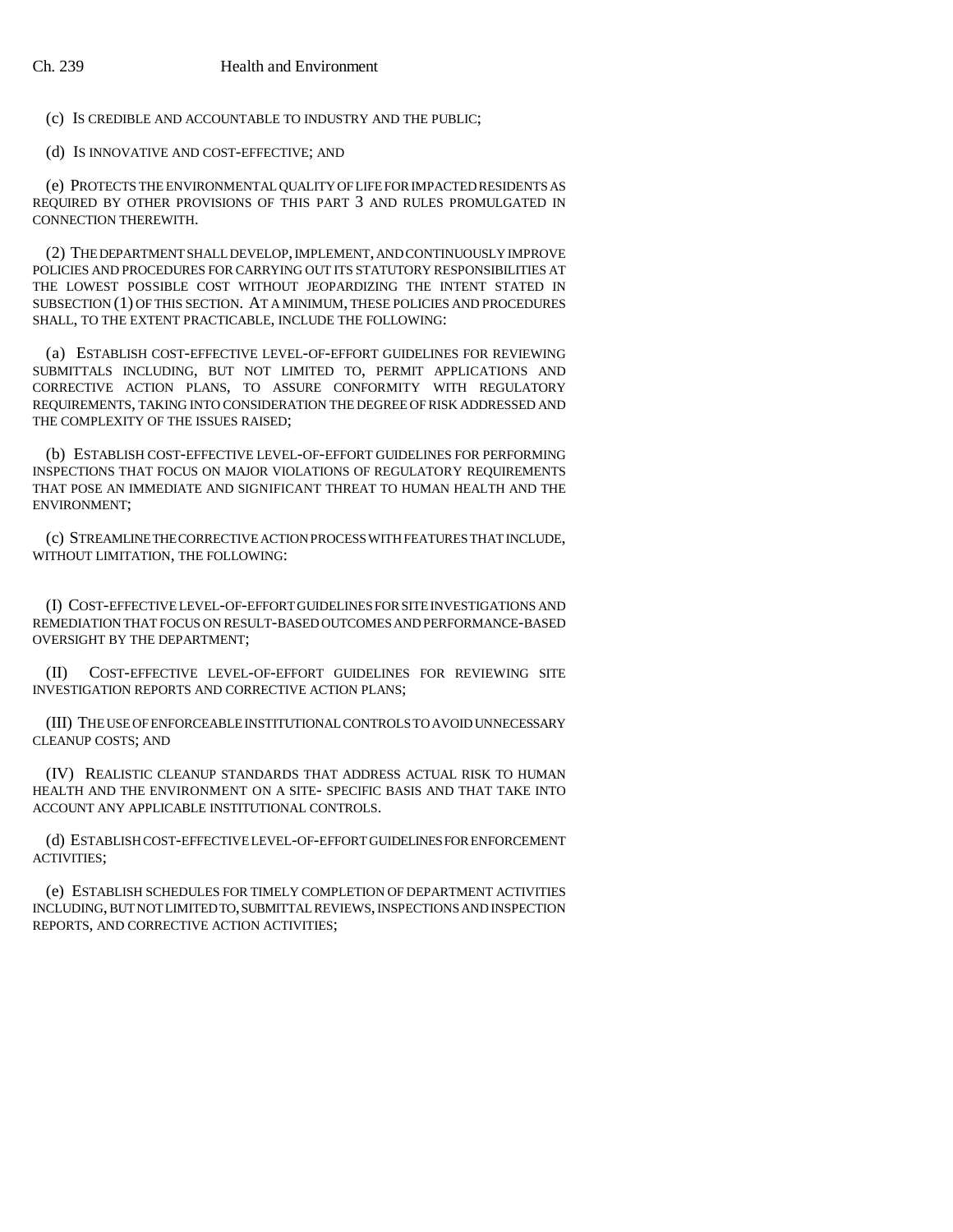(c) IS CREDIBLE AND ACCOUNTABLE TO INDUSTRY AND THE PUBLIC;

(d) IS INNOVATIVE AND COST-EFFECTIVE; AND

(e) PROTECTS THE ENVIRONMENTAL QUALITY OF LIFE FOR IMPACTED RESIDENTS AS REQUIRED BY OTHER PROVISIONS OF THIS PART 3 AND RULES PROMULGATED IN CONNECTION THEREWITH.

(2) THE DEPARTMENT SHALL DEVELOP, IMPLEMENT, AND CONTINUOUSLY IMPROVE POLICIES AND PROCEDURES FOR CARRYING OUT ITS STATUTORY RESPONSIBILITIES AT THE LOWEST POSSIBLE COST WITHOUT JEOPARDIZING THE INTENT STATED IN SUBSECTION (1) OF THIS SECTION. AT A MINIMUM, THESE POLICIES AND PROCEDURES SHALL, TO THE EXTENT PRACTICABLE, INCLUDE THE FOLLOWING:

(a) ESTABLISH COST-EFFECTIVE LEVEL-OF-EFFORT GUIDELINES FOR REVIEWING SUBMITTALS INCLUDING, BUT NOT LIMITED TO, PERMIT APPLICATIONS AND CORRECTIVE ACTION PLANS, TO ASSURE CONFORMITY WITH REGULATORY REQUIREMENTS, TAKING INTO CONSIDERATION THE DEGREE OF RISK ADDRESSED AND THE COMPLEXITY OF THE ISSUES RAISED;

(b) ESTABLISH COST-EFFECTIVE LEVEL-OF-EFFORT GUIDELINES FOR PERFORMING INSPECTIONS THAT FOCUS ON MAJOR VIOLATIONS OF REGULATORY REQUIREMENTS THAT POSE AN IMMEDIATE AND SIGNIFICANT THREAT TO HUMAN HEALTH AND THE ENVIRONMENT;

(c) STREAMLINE THE CORRECTIVE ACTION PROCESS WITH FEATURES THAT INCLUDE, WITHOUT LIMITATION, THE FOLLOWING:

(I) COST-EFFECTIVE LEVEL-OF-EFFORT GUIDELINES FOR SITE INVESTIGATIONS AND REMEDIATION THAT FOCUS ON RESULT-BASED OUTCOMES AND PERFORMANCE-BASED OVERSIGHT BY THE DEPARTMENT;

(II) COST-EFFECTIVE LEVEL-OF-EFFORT GUIDELINES FOR REVIEWING SITE INVESTIGATION REPORTS AND CORRECTIVE ACTION PLANS;

(III) THE USE OF ENFORCEABLE INSTITUTIONAL CONTROLS TO AVOID UNNECESSARY CLEANUP COSTS; AND

(IV) REALISTIC CLEANUP STANDARDS THAT ADDRESS ACTUAL RISK TO HUMAN HEALTH AND THE ENVIRONMENT ON A SITE- SPECIFIC BASIS AND THAT TAKE INTO ACCOUNT ANY APPLICABLE INSTITUTIONAL CONTROLS.

(d) ESTABLISH COST-EFFECTIVE LEVEL-OF-EFFORT GUIDELINES FOR ENFORCEMENT ACTIVITIES;

(e) ESTABLISH SCHEDULES FOR TIMELY COMPLETION OF DEPARTMENT ACTIVITIES INCLUDING, BUT NOT LIMITED TO, SUBMITTAL REVIEWS, INSPECTIONS AND INSPECTION REPORTS, AND CORRECTIVE ACTION ACTIVITIES;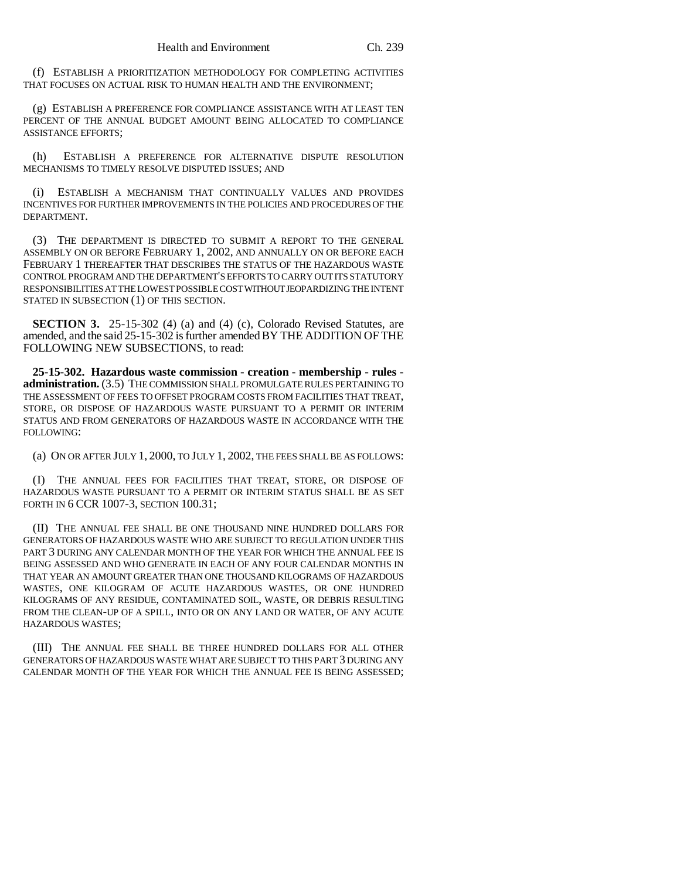(f) ESTABLISH A PRIORITIZATION METHODOLOGY FOR COMPLETING ACTIVITIES THAT FOCUSES ON ACTUAL RISK TO HUMAN HEALTH AND THE ENVIRONMENT;

(g) ESTABLISH A PREFERENCE FOR COMPLIANCE ASSISTANCE WITH AT LEAST TEN PERCENT OF THE ANNUAL BUDGET AMOUNT BEING ALLOCATED TO COMPLIANCE ASSISTANCE EFFORTS;

(h) ESTABLISH A PREFERENCE FOR ALTERNATIVE DISPUTE RESOLUTION MECHANISMS TO TIMELY RESOLVE DISPUTED ISSUES; AND

(i) ESTABLISH A MECHANISM THAT CONTINUALLY VALUES AND PROVIDES INCENTIVES FOR FURTHER IMPROVEMENTS IN THE POLICIES AND PROCEDURES OF THE DEPARTMENT.

(3) THE DEPARTMENT IS DIRECTED TO SUBMIT A REPORT TO THE GENERAL ASSEMBLY ON OR BEFORE FEBRUARY 1, 2002, AND ANNUALLY ON OR BEFORE EACH FEBRUARY 1 THEREAFTER THAT DESCRIBES THE STATUS OF THE HAZARDOUS WASTE CONTROL PROGRAM AND THE DEPARTMENT'S EFFORTS TO CARRY OUT ITS STATUTORY RESPONSIBILITIES AT THE LOWEST POSSIBLE COST WITHOUT JEOPARDIZING THE INTENT STATED IN SUBSECTION (1) OF THIS SECTION.

**SECTION 3.** 25-15-302 (4) (a) and (4) (c), Colorado Revised Statutes, are amended, and the said 25-15-302 is further amended BY THE ADDITION OF THE FOLLOWING NEW SUBSECTIONS, to read:

**25-15-302. Hazardous waste commission - creation - membership - rules - administration.** (3.5) THE COMMISSION SHALL PROMULGATE RULES PERTAINING TO THE ASSESSMENT OF FEES TO OFFSET PROGRAM COSTS FROM FACILITIES THAT TREAT, STORE, OR DISPOSE OF HAZARDOUS WASTE PURSUANT TO A PERMIT OR INTERIM STATUS AND FROM GENERATORS OF HAZARDOUS WASTE IN ACCORDANCE WITH THE FOLLOWING:

(a) ON OR AFTER JULY 1, 2000, TO JULY 1, 2002, THE FEES SHALL BE AS FOLLOWS:

(I) THE ANNUAL FEES FOR FACILITIES THAT TREAT, STORE, OR DISPOSE OF HAZARDOUS WASTE PURSUANT TO A PERMIT OR INTERIM STATUS SHALL BE AS SET FORTH IN 6 CCR 1007-3, SECTION 100.31;

(II) THE ANNUAL FEE SHALL BE ONE THOUSAND NINE HUNDRED DOLLARS FOR GENERATORS OF HAZARDOUS WASTE WHO ARE SUBJECT TO REGULATION UNDER THIS PART 3 DURING ANY CALENDAR MONTH OF THE YEAR FOR WHICH THE ANNUAL FEE IS BEING ASSESSED AND WHO GENERATE IN EACH OF ANY FOUR CALENDAR MONTHS IN THAT YEAR AN AMOUNT GREATER THAN ONE THOUSAND KILOGRAMS OF HAZARDOUS WASTES, ONE KILOGRAM OF ACUTE HAZARDOUS WASTES, OR ONE HUNDRED KILOGRAMS OF ANY RESIDUE, CONTAMINATED SOIL, WASTE, OR DEBRIS RESULTING FROM THE CLEAN-UP OF A SPILL, INTO OR ON ANY LAND OR WATER, OF ANY ACUTE HAZARDOUS WASTES;

(III) THE ANNUAL FEE SHALL BE THREE HUNDRED DOLLARS FOR ALL OTHER GENERATORS OF HAZARDOUS WASTE WHAT ARE SUBJECT TO THIS PART 3 DURING ANY CALENDAR MONTH OF THE YEAR FOR WHICH THE ANNUAL FEE IS BEING ASSESSED;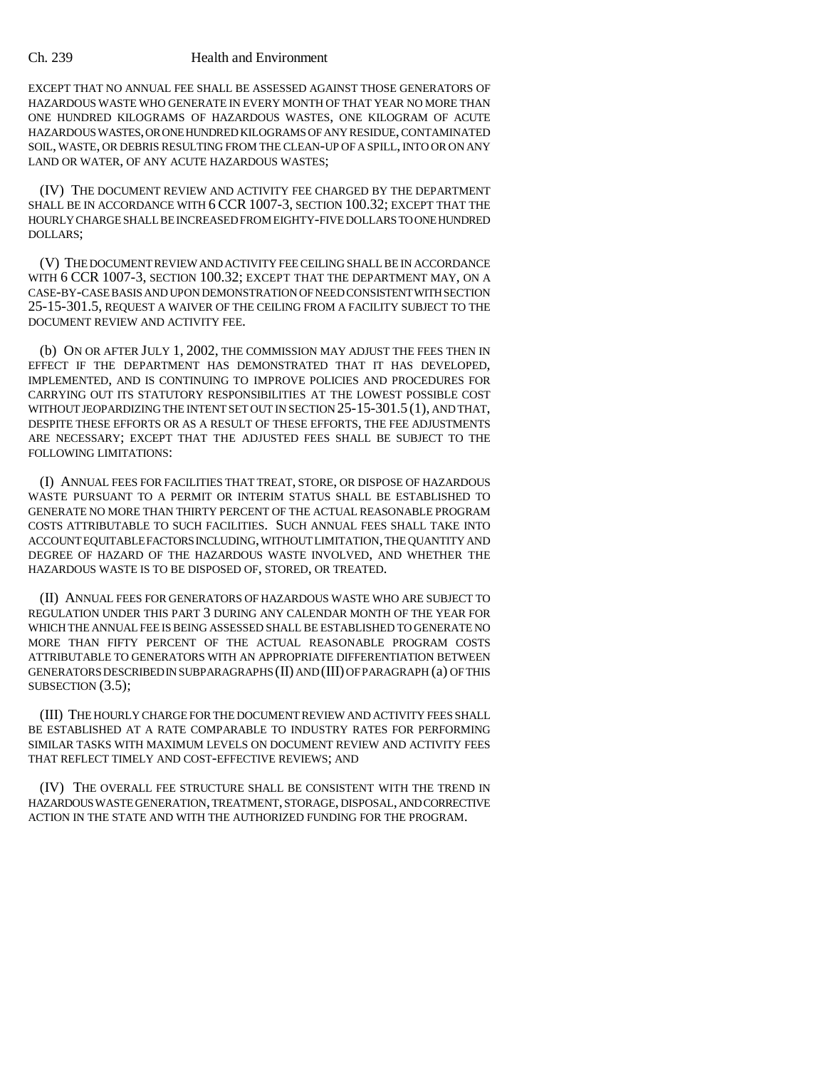EXCEPT THAT NO ANNUAL FEE SHALL BE ASSESSED AGAINST THOSE GENERATORS OF HAZARDOUS WASTE WHO GENERATE IN EVERY MONTH OF THAT YEAR NO MORE THAN ONE HUNDRED KILOGRAMS OF HAZARDOUS WASTES, ONE KILOGRAM OF ACUTE HAZARDOUS WASTES, OR ONE HUNDRED KILOGRAMS OF ANY RESIDUE, CONTAMINATED SOIL, WASTE, OR DEBRIS RESULTING FROM THE CLEAN-UP OF A SPILL, INTO OR ON ANY LAND OR WATER, OF ANY ACUTE HAZARDOUS WASTES;

(IV) THE DOCUMENT REVIEW AND ACTIVITY FEE CHARGED BY THE DEPARTMENT SHALL BE IN ACCORDANCE WITH 6 CCR 1007-3, SECTION 100.32; EXCEPT THAT THE HOURLY CHARGE SHALL BE INCREASED FROM EIGHTY-FIVE DOLLARS TO ONE HUNDRED DOLLARS;

(V) THE DOCUMENT REVIEW AND ACTIVITY FEE CEILING SHALL BE IN ACCORDANCE WITH 6 CCR 1007-3, SECTION 100.32; EXCEPT THAT THE DEPARTMENT MAY, ON A CASE-BY-CASE BASIS AND UPON DEMONSTRATION OF NEED CONSISTENT WITH SECTION 25-15-301.5, REQUEST A WAIVER OF THE CEILING FROM A FACILITY SUBJECT TO THE DOCUMENT REVIEW AND ACTIVITY FEE.

(b) ON OR AFTER JULY 1, 2002, THE COMMISSION MAY ADJUST THE FEES THEN IN EFFECT IF THE DEPARTMENT HAS DEMONSTRATED THAT IT HAS DEVELOPED, IMPLEMENTED, AND IS CONTINUING TO IMPROVE POLICIES AND PROCEDURES FOR CARRYING OUT ITS STATUTORY RESPONSIBILITIES AT THE LOWEST POSSIBLE COST WITHOUT JEOPARDIZING THE INTENT SET OUT IN SECTION 25-15-301.5 (1), AND THAT, DESPITE THESE EFFORTS OR AS A RESULT OF THESE EFFORTS, THE FEE ADJUSTMENTS ARE NECESSARY; EXCEPT THAT THE ADJUSTED FEES SHALL BE SUBJECT TO THE FOLLOWING LIMITATIONS:

(I) ANNUAL FEES FOR FACILITIES THAT TREAT, STORE, OR DISPOSE OF HAZARDOUS WASTE PURSUANT TO A PERMIT OR INTERIM STATUS SHALL BE ESTABLISHED TO GENERATE NO MORE THAN THIRTY PERCENT OF THE ACTUAL REASONABLE PROGRAM COSTS ATTRIBUTABLE TO SUCH FACILITIES. SUCH ANNUAL FEES SHALL TAKE INTO ACCOUNT EQUITABLE FACTORS INCLUDING, WITHOUT LIMITATION, THE QUANTITY AND DEGREE OF HAZARD OF THE HAZARDOUS WASTE INVOLVED, AND WHETHER THE HAZARDOUS WASTE IS TO BE DISPOSED OF, STORED, OR TREATED.

(II) ANNUAL FEES FOR GENERATORS OF HAZARDOUS WASTE WHO ARE SUBJECT TO REGULATION UNDER THIS PART 3 DURING ANY CALENDAR MONTH OF THE YEAR FOR WHICH THE ANNUAL FEE IS BEING ASSESSED SHALL BE ESTABLISHED TO GENERATE NO MORE THAN FIFTY PERCENT OF THE ACTUAL REASONABLE PROGRAM COSTS ATTRIBUTABLE TO GENERATORS WITH AN APPROPRIATE DIFFERENTIATION BETWEEN GENERATORS DESCRIBED IN SUBPARAGRAPHS (II) AND (III) OF PARAGRAPH (a) OF THIS SUBSECTION (3.5);

(III) THE HOURLY CHARGE FOR THE DOCUMENT REVIEW AND ACTIVITY FEES SHALL BE ESTABLISHED AT A RATE COMPARABLE TO INDUSTRY RATES FOR PERFORMING SIMILAR TASKS WITH MAXIMUM LEVELS ON DOCUMENT REVIEW AND ACTIVITY FEES THAT REFLECT TIMELY AND COST-EFFECTIVE REVIEWS; AND

(IV) THE OVERALL FEE STRUCTURE SHALL BE CONSISTENT WITH THE TREND IN HAZARDOUS WASTE GENERATION, TREATMENT, STORAGE, DISPOSAL, AND CORRECTIVE ACTION IN THE STATE AND WITH THE AUTHORIZED FUNDING FOR THE PROGRAM.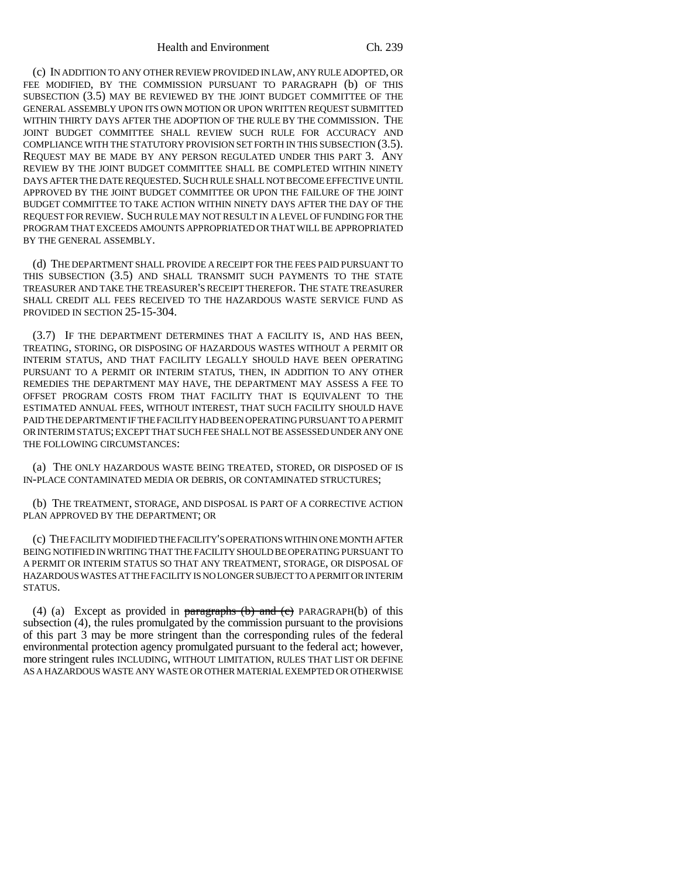(c) IN ADDITION TO ANY OTHER REVIEW PROVIDED IN LAW, ANY RULE ADOPTED, OR FEE MODIFIED, BY THE COMMISSION PURSUANT TO PARAGRAPH (b) OF THIS SUBSECTION (3.5) MAY BE REVIEWED BY THE JOINT BUDGET COMMITTEE OF THE GENERAL ASSEMBLY UPON ITS OWN MOTION OR UPON WRITTEN REQUEST SUBMITTED WITHIN THIRTY DAYS AFTER THE ADOPTION OF THE RULE BY THE COMMISSION. THE JOINT BUDGET COMMITTEE SHALL REVIEW SUCH RULE FOR ACCURACY AND COMPLIANCE WITH THE STATUTORY PROVISION SET FORTH IN THIS SUBSECTION (3.5). REQUEST MAY BE MADE BY ANY PERSON REGULATED UNDER THIS PART 3. ANY REVIEW BY THE JOINT BUDGET COMMITTEE SHALL BE COMPLETED WITHIN NINETY DAYS AFTER THE DATE REQUESTED. SUCH RULE SHALL NOT BECOME EFFECTIVE UNTIL APPROVED BY THE JOINT BUDGET COMMITTEE OR UPON THE FAILURE OF THE JOINT BUDGET COMMITTEE TO TAKE ACTION WITHIN NINETY DAYS AFTER THE DAY OF THE REQUEST FOR REVIEW. SUCH RULE MAY NOT RESULT IN A LEVEL OF FUNDING FOR THE PROGRAM THAT EXCEEDS AMOUNTS APPROPRIATED OR THAT WILL BE APPROPRIATED BY THE GENERAL ASSEMBLY.

(d) THE DEPARTMENT SHALL PROVIDE A RECEIPT FOR THE FEES PAID PURSUANT TO THIS SUBSECTION (3.5) AND SHALL TRANSMIT SUCH PAYMENTS TO THE STATE TREASURER AND TAKE THE TREASURER'S RECEIPT THEREFOR. THE STATE TREASURER SHALL CREDIT ALL FEES RECEIVED TO THE HAZARDOUS WASTE SERVICE FUND AS PROVIDED IN SECTION 25-15-304.

(3.7) IF THE DEPARTMENT DETERMINES THAT A FACILITY IS, AND HAS BEEN, TREATING, STORING, OR DISPOSING OF HAZARDOUS WASTES WITHOUT A PERMIT OR INTERIM STATUS, AND THAT FACILITY LEGALLY SHOULD HAVE BEEN OPERATING PURSUANT TO A PERMIT OR INTERIM STATUS, THEN, IN ADDITION TO ANY OTHER REMEDIES THE DEPARTMENT MAY HAVE, THE DEPARTMENT MAY ASSESS A FEE TO OFFSET PROGRAM COSTS FROM THAT FACILITY THAT IS EQUIVALENT TO THE ESTIMATED ANNUAL FEES, WITHOUT INTEREST, THAT SUCH FACILITY SHOULD HAVE PAID THE DEPARTMENT IF THE FACILITY HAD BEEN OPERATING PURSUANT TO A PERMIT OR INTERIM STATUS; EXCEPT THAT SUCH FEE SHALL NOT BE ASSESSED UNDER ANY ONE THE FOLLOWING CIRCUMSTANCES:

(a) THE ONLY HAZARDOUS WASTE BEING TREATED, STORED, OR DISPOSED OF IS IN-PLACE CONTAMINATED MEDIA OR DEBRIS, OR CONTAMINATED STRUCTURES;

(b) THE TREATMENT, STORAGE, AND DISPOSAL IS PART OF A CORRECTIVE ACTION PLAN APPROVED BY THE DEPARTMENT; OR

(c) THE FACILITY MODIFIED THE FACILITY'S OPERATIONS WITHIN ONE MONTH AFTER BEING NOTIFIED IN WRITING THAT THE FACILITY SHOULD BE OPERATING PURSUANT TO A PERMIT OR INTERIM STATUS SO THAT ANY TREATMENT, STORAGE, OR DISPOSAL OF HAZARDOUS WASTES AT THE FACILITY IS NO LONGER SUBJECT TO A PERMIT OR INTERIM STATUS.

(4) (a) Except as provided in ~~paragraphs (b) and (c)~~ PARAGRAPH(b) of this subsection (4), the rules promulgated by the commission pursuant to the provisions of this part 3 may be more stringent than the corresponding rules of the federal environmental protection agency promulgated pursuant to the federal act; however, more stringent rules INCLUDING, WITHOUT LIMITATION, RULES THAT LIST OR DEFINE AS A HAZARDOUS WASTE ANY WASTE OR OTHER MATERIAL EXEMPTED OR OTHERWISE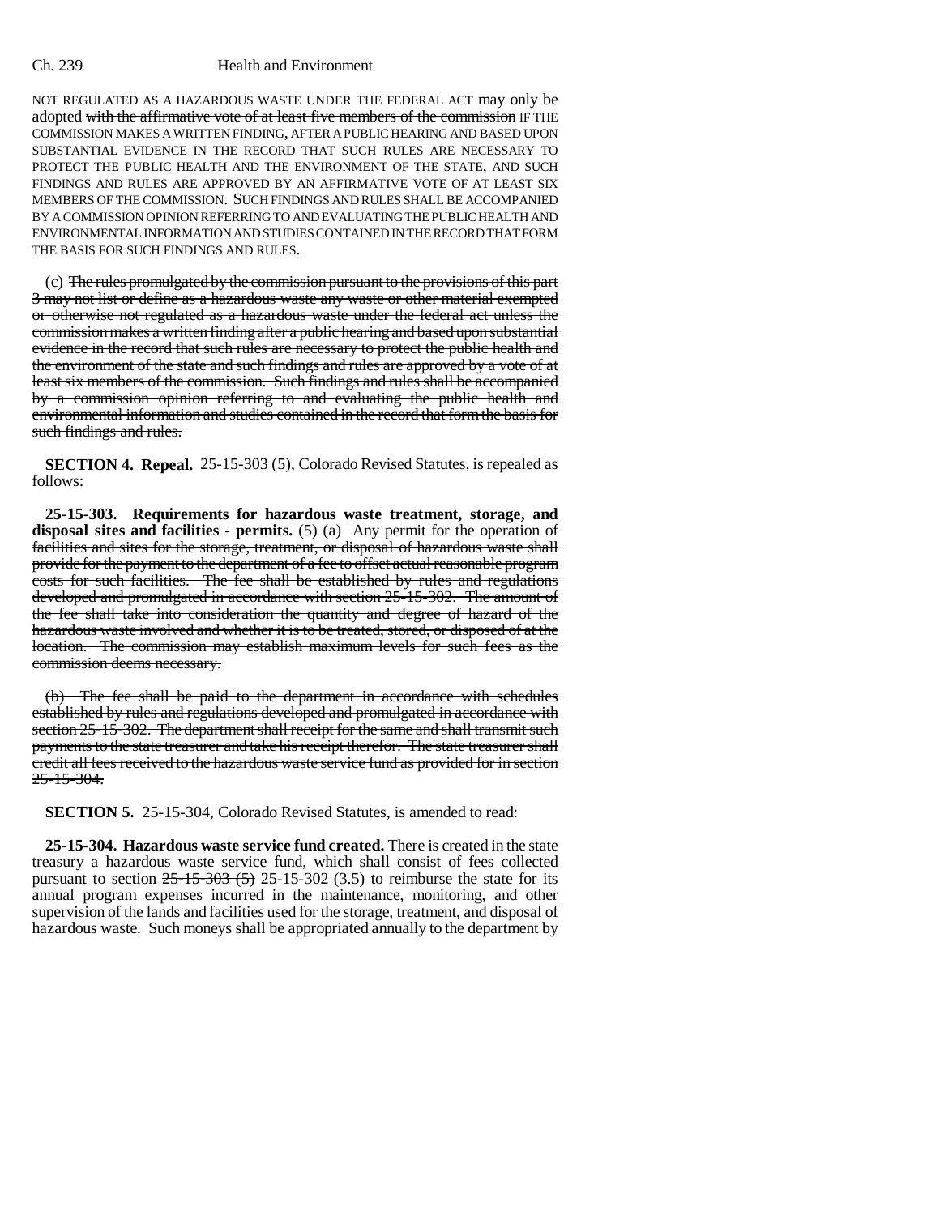NOT REGULATED AS A HAZARDOUS WASTE UNDER THE FEDERAL ACT may only be adopted ~~with the affirmative vote of at least five members of the commission~~ IF THE COMMISSION MAKES A WRITTEN FINDING, AFTER A PUBLIC HEARING AND BASED UPON SUBSTANTIAL EVIDENCE IN THE RECORD THAT SUCH RULES ARE NECESSARY TO PROTECT THE PUBLIC HEALTH AND THE ENVIRONMENT OF THE STATE, AND SUCH FINDINGS AND RULES ARE APPROVED BY AN AFFIRMATIVE VOTE OF AT LEAST SIX MEMBERS OF THE COMMISSION. SUCH FINDINGS AND RULES SHALL BE ACCOMPANIED BY A COMMISSION OPINION REFERRING TO AND EVALUATING THE PUBLIC HEALTH AND ENVIRONMENTAL INFORMATION AND STUDIES CONTAINED IN THE RECORD THAT FORM THE BASIS FOR SUCH FINDINGS AND RULES.

(c) ~~The rules promulgated by the commission pursuant to the provisions of this part 3 may not list or define as a hazardous waste any waste or other material exempted or otherwise not regulated as a hazardous waste under the federal act unless the commission makes a written finding after a public hearing and based upon substantial evidence in the record that such rules are necessary to protect the public health and the environment of the state and such findings and rules are approved by a vote of at least six members of the commission. Such findings and rules shall be accompanied by a commission opinion referring to and evaluating the public health and environmental information and studies contained in the record that form the basis for such findings and rules.~~

**SECTION 4. Repeal.** 25-15-303 (5), Colorado Revised Statutes, is repealed as follows:

**25-15-303. Requirements for hazardous waste treatment, storage, and disposal sites and facilities - permits.** (5) ~~(a) Any permit for the operation of facilities and sites for the storage, treatment, or disposal of hazardous waste shall provide for the payment to the department of a fee to offset actual reasonable program costs for such facilities. The fee shall be established by rules and regulations developed and promulgated in accordance with section 25-15-302. The amount of the fee shall take into consideration the quantity and degree of hazard of the hazardous waste involved and whether it is to be treated, stored, or disposed of at the location. The commission may establish maximum levels for such fees as the commission deems necessary.~~

~~(b) The fee shall be paid to the department in accordance with schedules established by rules and regulations developed and promulgated in accordance with section 25-15-302. The department shall receipt for the same and shall transmit such payments to the state treasurer and take his receipt therefor. The state treasurer shall credit all fees received to the hazardous waste service fund as provided for in section 25-15-304.~~

**SECTION 5.** 25-15-304, Colorado Revised Statutes, is amended to read:

**25-15-304. Hazardous waste service fund created.** There is created in the state treasury a hazardous waste service fund, which shall consist of fees collected pursuant to section ~~25-15-303 (5)~~ 25-15-302 (3.5) to reimburse the state for its annual program expenses incurred in the maintenance, monitoring, and other supervision of the lands and facilities used for the storage, treatment, and disposal of hazardous waste. Such moneys shall be appropriated annually to the department by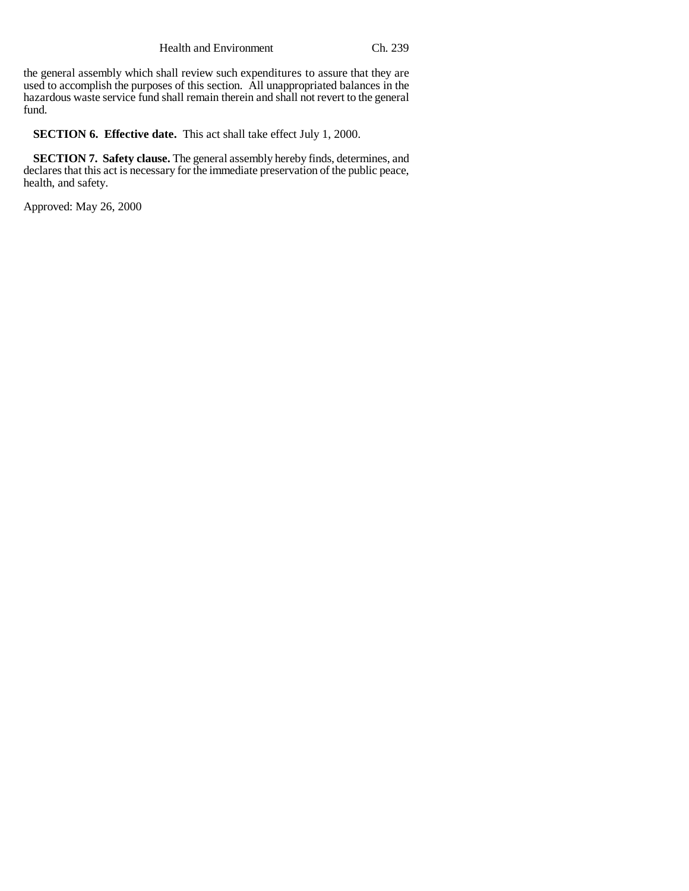the general assembly which shall review such expenditures to assure that they are used to accomplish the purposes of this section. All unappropriated balances in the hazardous waste service fund shall remain therein and shall not revert to the general fund.

**SECTION 6. Effective date.** This act shall take effect July 1, 2000.

**SECTION 7. Safety clause.** The general assembly hereby finds, determines, and declares that this act is necessary for the immediate preservation of the public peace, health, and safety.

Approved: May 26, 2000